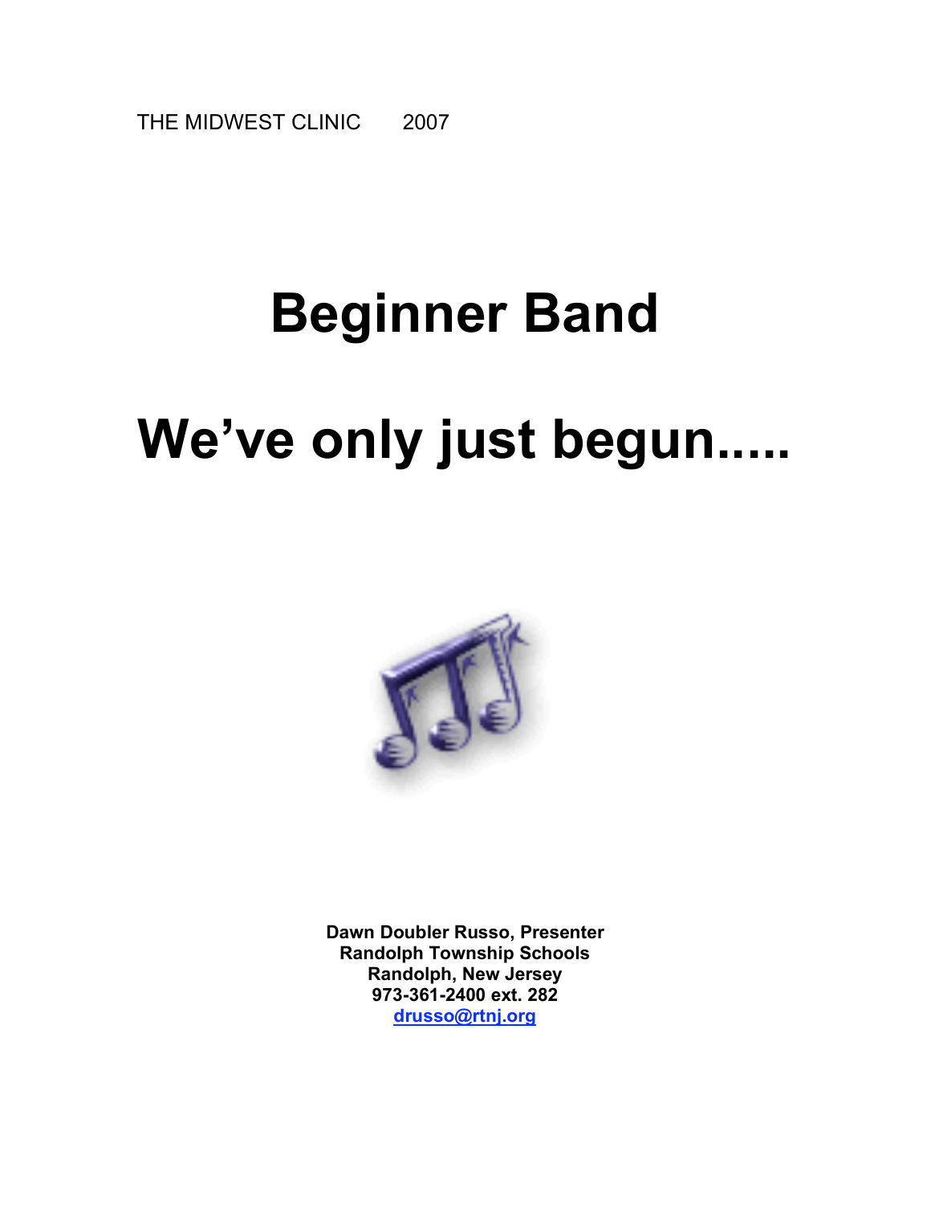THE MIDWEST CLINIC 2007

# Beginner Band

# We've only just begun.....

**Dawn Doubler Russo, Presenter**
**Randolph Township Schools**
**Randolph, New Jersey**
**973-361-2400 ext. 282**
**drusso@rtnj.org**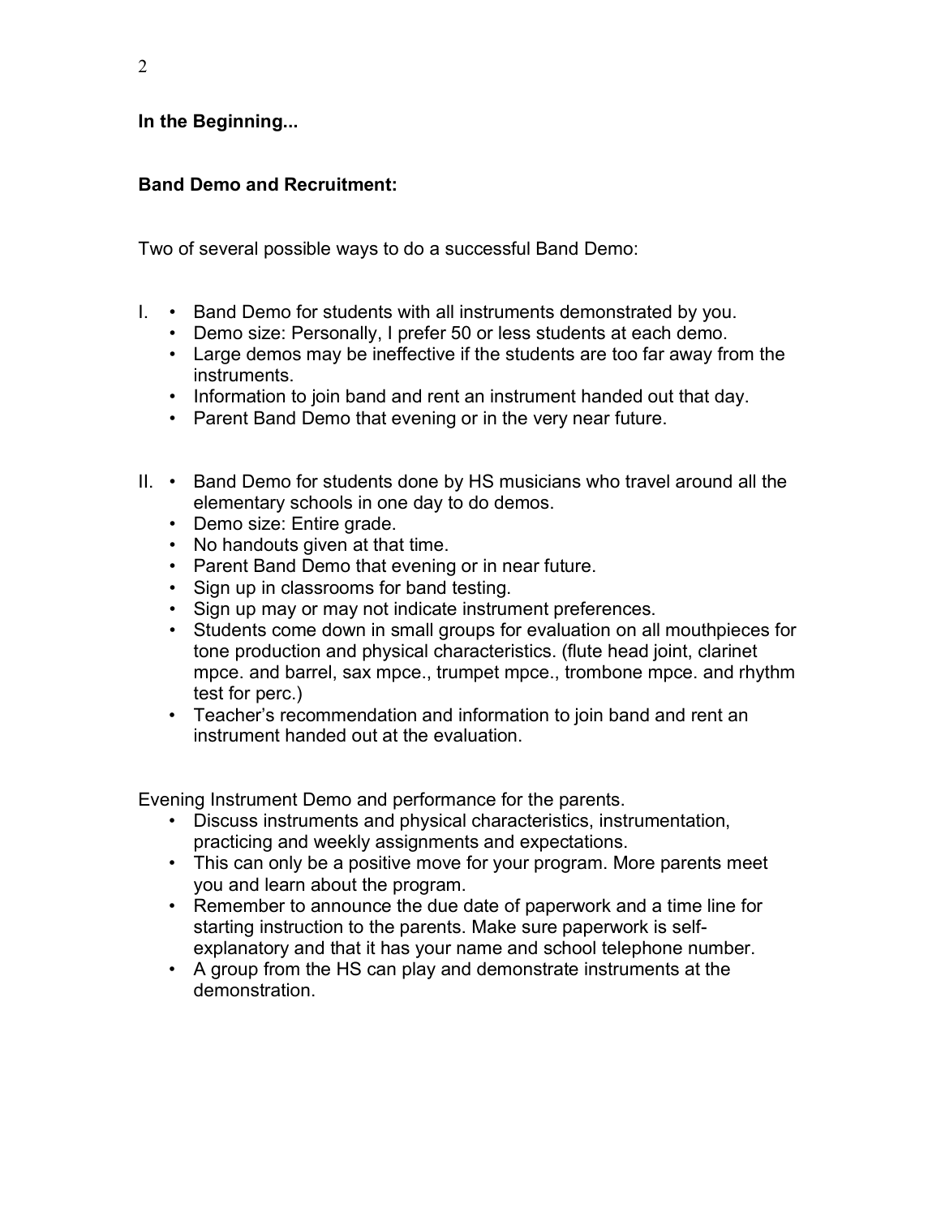**In the Beginning...**

**Band Demo and Recruitment:**

Two of several possible ways to do a successful Band Demo:

I.
- Band Demo for students with all instruments demonstrated by you.
- Demo size: Personally, I prefer 50 or less students at each demo.
- Large demos may be ineffective if the students are too far away from the instruments.
- Information to join band and rent an instrument handed out that day.
- Parent Band Demo that evening or in the very near future.

II.
- Band Demo for students done by HS musicians who travel around all the elementary schools in one day to do demos.
- Demo size: Entire grade.
- No handouts given at that time.
- Parent Band Demo that evening or in near future.
- Sign up in classrooms for band testing.
- Sign up may or may not indicate instrument preferences.
- Students come down in small groups for evaluation on all mouthpieces for tone production and physical characteristics. (flute head joint, clarinet mpce. and barrel, sax mpce., trumpet mpce., trombone mpce. and rhythm test for perc.)
- Teacher's recommendation and information to join band and rent an instrument handed out at the evaluation.

Evening Instrument Demo and performance for the parents.

- Discuss instruments and physical characteristics, instrumentation, practicing and weekly assignments and expectations.
- This can only be a positive move for your program. More parents meet you and learn about the program.
- Remember to announce the due date of paperwork and a time line for starting instruction to the parents. Make sure paperwork is self-explanatory and that it has your name and school telephone number.
- A group from the HS can play and demonstrate instruments at the demonstration.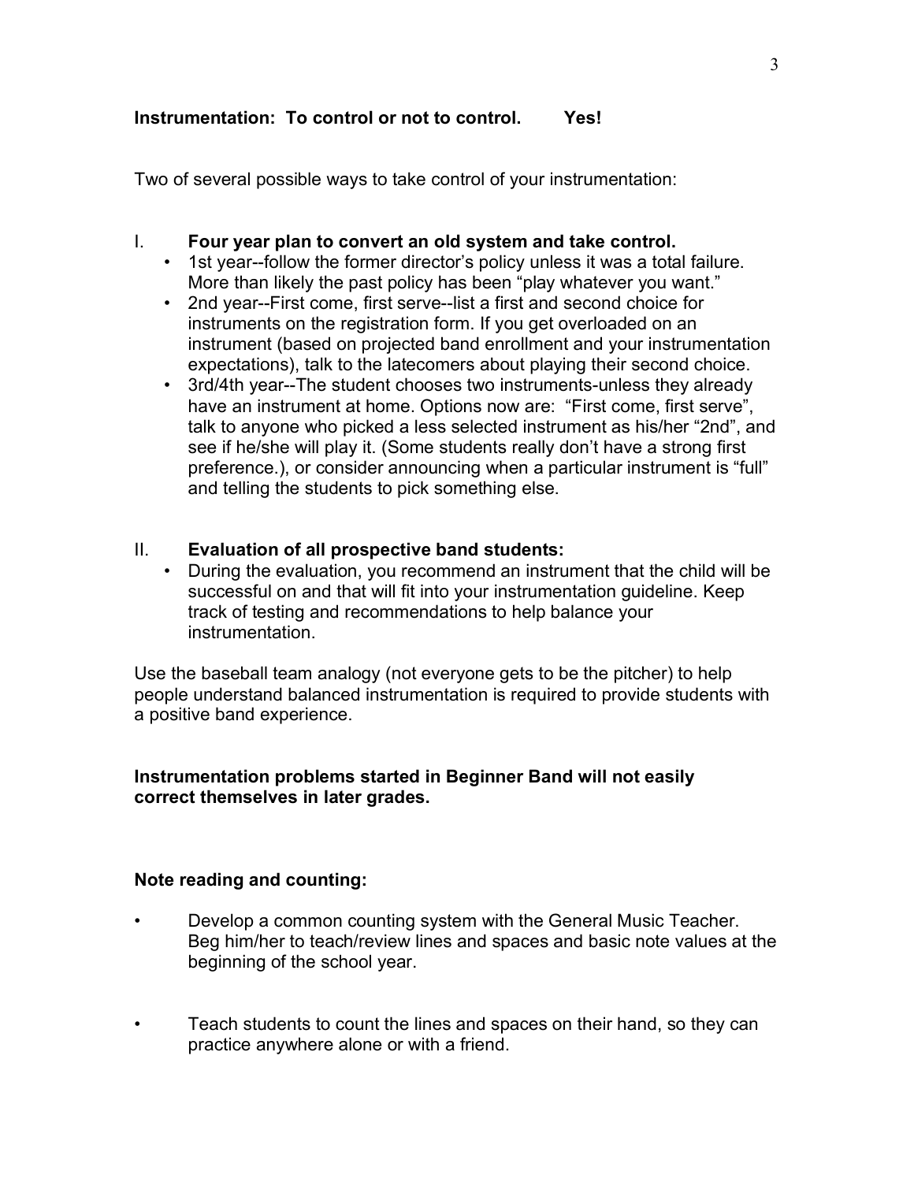**Instrumentation: To control or not to control. Yes!**

Two of several possible ways to take control of your instrumentation:

I. **Four year plan to convert an old system and take control.**

- 1st year--follow the former director's policy unless it was a total failure. More than likely the past policy has been "play whatever you want."
- 2nd year--First come, first serve--list a first and second choice for instruments on the registration form. If you get overloaded on an instrument (based on projected band enrollment and your instrumentation expectations), talk to the latecomers about playing their second choice.
- 3rd/4th year--The student chooses two instruments-unless they already have an instrument at home. Options now are: "First come, first serve", talk to anyone who picked a less selected instrument as his/her "2nd", and see if he/she will play it. (Some students really don't have a strong first preference.), or consider announcing when a particular instrument is "full" and telling the students to pick something else.

II. **Evaluation of all prospective band students:**

- During the evaluation, you recommend an instrument that the child will be successful on and that will fit into your instrumentation guideline. Keep track of testing and recommendations to help balance your instrumentation.

Use the baseball team analogy (not everyone gets to be the pitcher) to help people understand balanced instrumentation is required to provide students with a positive band experience.

**Instrumentation problems started in Beginner Band will not easily correct themselves in later grades.**

**Note reading and counting:**

- Develop a common counting system with the General Music Teacher. Beg him/her to teach/review lines and spaces and basic note values at the beginning of the school year.
- Teach students to count the lines and spaces on their hand, so they can practice anywhere alone or with a friend.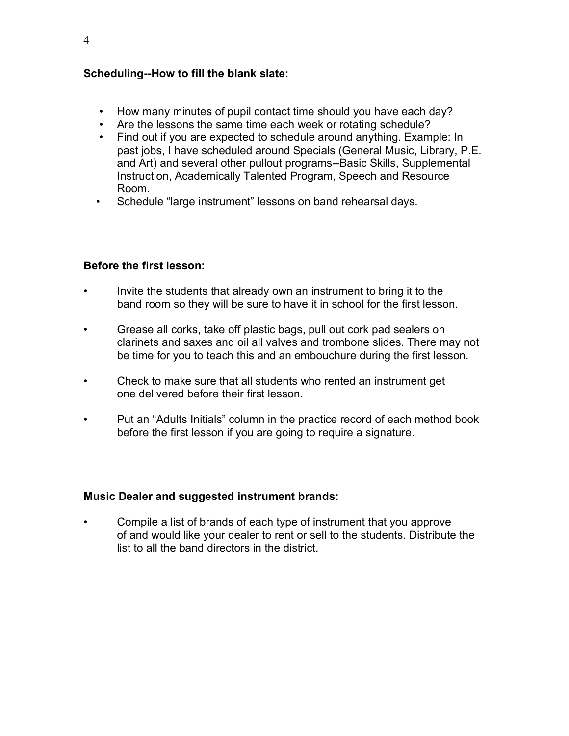**Scheduling--How to fill the blank slate:**

- How many minutes of pupil contact time should you have each day?
- Are the lessons the same time each week or rotating schedule?
- Find out if you are expected to schedule around anything. Example: In past jobs, I have scheduled around Specials (General Music, Library, P.E. and Art) and several other pullout programs--Basic Skills, Supplemental Instruction, Academically Talented Program, Speech and Resource Room.
- Schedule "large instrument" lessons on band rehearsal days.

**Before the first lesson:**

- Invite the students that already own an instrument to bring it to the band room so they will be sure to have it in school for the first lesson.
- Grease all corks, take off plastic bags, pull out cork pad sealers on clarinets and saxes and oil all valves and trombone slides. There may not be time for you to teach this and an embouchure during the first lesson.
- Check to make sure that all students who rented an instrument get one delivered before their first lesson.
- Put an "Adults Initials" column in the practice record of each method book before the first lesson if you are going to require a signature.

**Music Dealer and suggested instrument brands:**

- Compile a list of brands of each type of instrument that you approve of and would like your dealer to rent or sell to the students. Distribute the list to all the band directors in the district.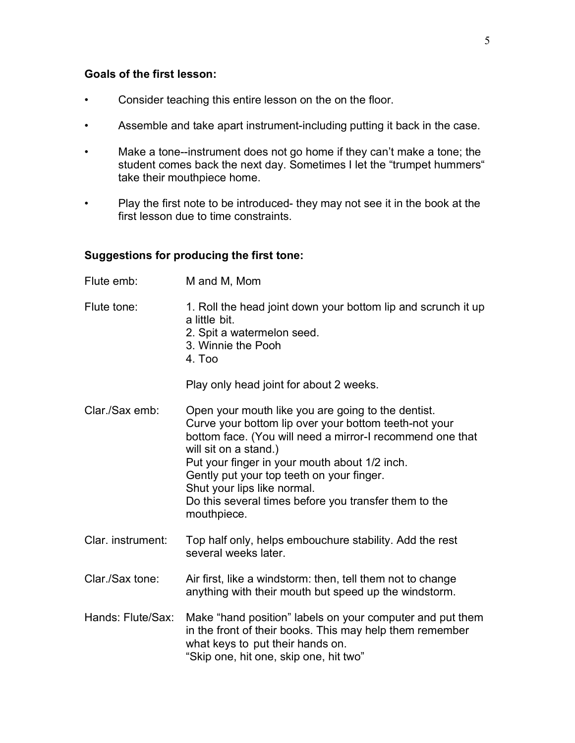**Goals of the first lesson:**

- Consider teaching this entire lesson on the on the floor.
- Assemble and take apart instrument-including putting it back in the case.
- Make a tone--instrument does not go home if they can't make a tone; the student comes back the next day. Sometimes I let the "trumpet hummers" take their mouthpiece home.
- Play the first note to be introduced- they may not see it in the book at the first lesson due to time constraints.

**Suggestions for producing the first tone:**

Flute emb: M and M, Mom

Flute tone:
1. Roll the head joint down your bottom lip and scrunch it up a little bit.
2. Spit a watermelon seed.
3. Winnie the Pooh
4. Too

Play only head joint for about 2 weeks.

Clar./Sax emb: Open your mouth like you are going to the dentist.
Curve your bottom lip over your bottom teeth-not your bottom face. (You will need a mirror-I recommend one that will sit on a stand.)
Put your finger in your mouth about 1/2 inch.
Gently put your top teeth on your finger.
Shut your lips like normal.
Do this several times before you transfer them to the mouthpiece.

Clar. instrument: Top half only, helps embouchure stability. Add the rest several weeks later.

Clar./Sax tone: Air first, like a windstorm: then, tell them not to change anything with their mouth but speed up the windstorm.

Hands: Flute/Sax: Make "hand position" labels on your computer and put them in the front of their books. This may help them remember what keys to put their hands on.
"Skip one, hit one, skip one, hit two"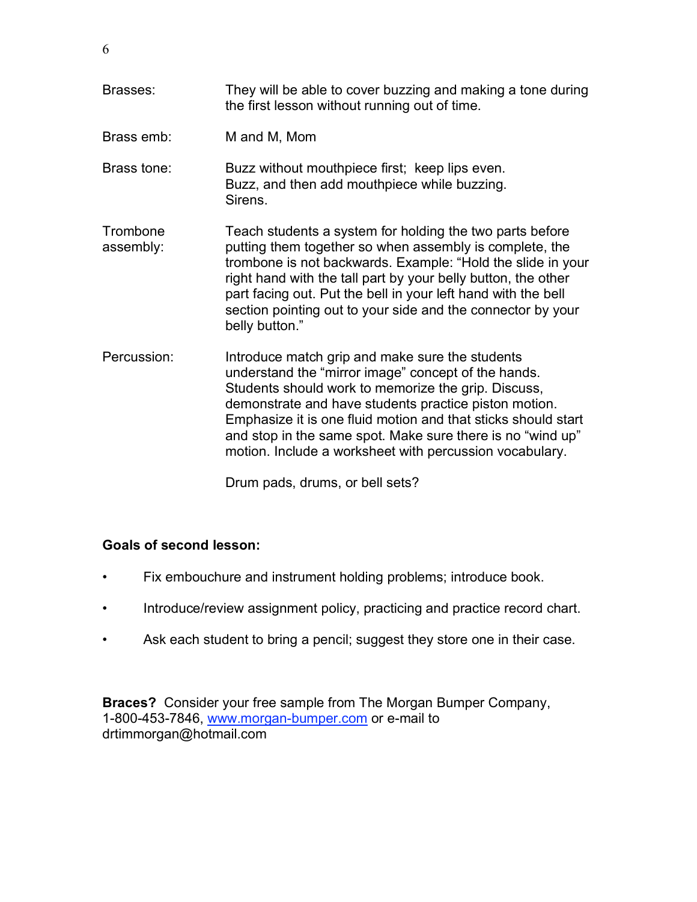| | |
|---|---|
| Brasses: | They will be able to cover buzzing and making a tone during the first lesson without running out of time. |
| Brass emb: | M and M, Mom |
| Brass tone: | Buzz without mouthpiece first; keep lips even.<br>Buzz, and then add mouthpiece while buzzing.<br>Sirens. |
| Trombone assembly: | Teach students a system for holding the two parts before putting them together so when assembly is complete, the trombone is not backwards. Example: "Hold the slide in your right hand with the tall part by your belly button, the other part facing out. Put the bell in your left hand with the bell section pointing out to your side and the connector by your belly button." |
| Percussion: | Introduce match grip and make sure the students understand the "mirror image" concept of the hands. Students should work to memorize the grip. Discuss, demonstrate and have students practice piston motion. Emphasize it is one fluid motion and that sticks should start and stop in the same spot. Make sure there is no "wind up" motion. Include a worksheet with percussion vocabulary.<br><br>Drum pads, drums, or bell sets? |

**Goals of second lesson:**

- Fix embouchure and instrument holding problems; introduce book.
- Introduce/review assignment policy, practicing and practice record chart.
- Ask each student to bring a pencil; suggest they store one in their case.

**Braces?** Consider your free sample from The Morgan Bumper Company, 1-800-453-7846, www.morgan-bumper.com or e-mail to drtimmorgan@hotmail.com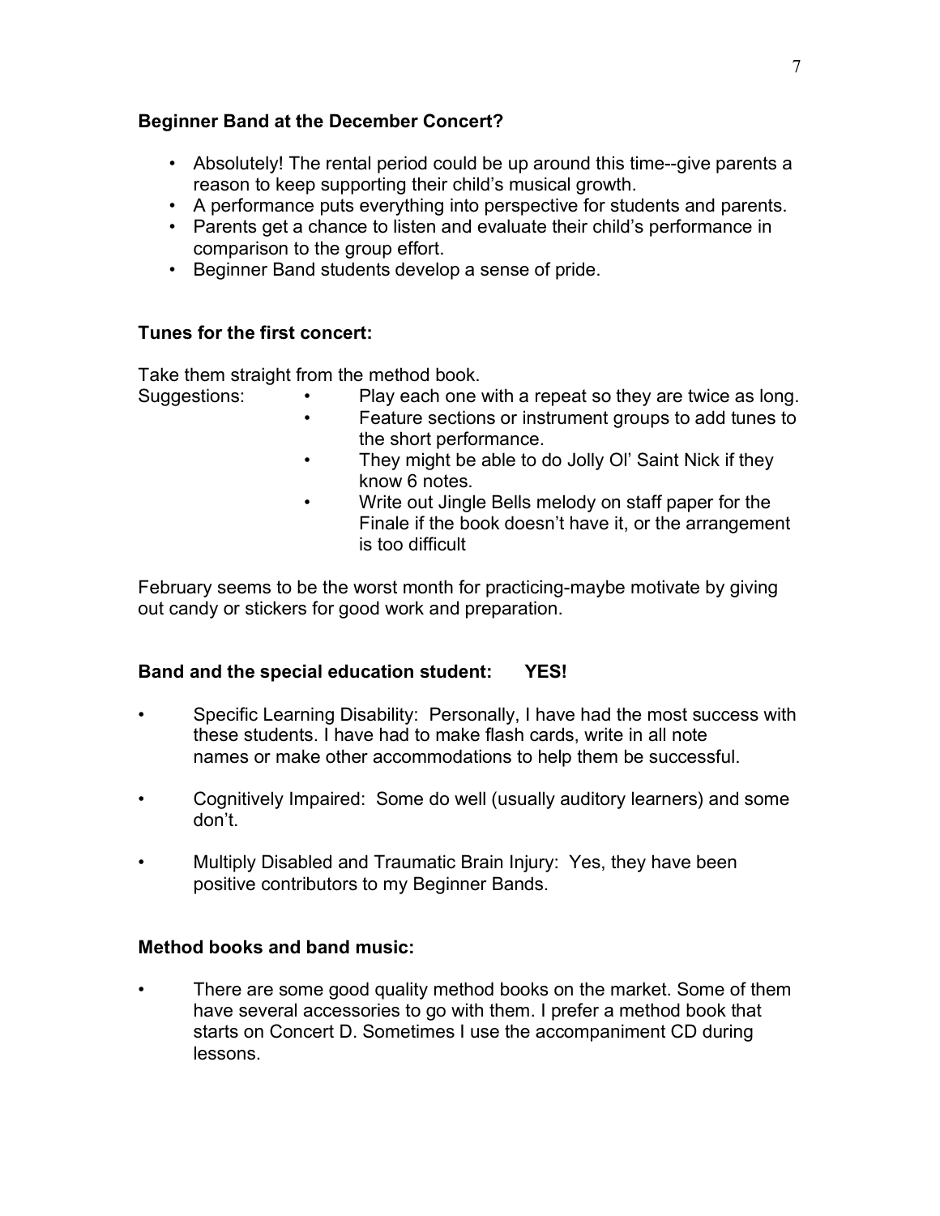**Beginner Band at the December Concert?**

- Absolutely! The rental period could be up around this time--give parents a reason to keep supporting their child's musical growth.
- A performance puts everything into perspective for students and parents.
- Parents get a chance to listen and evaluate their child's performance in comparison to the group effort.
- Beginner Band students develop a sense of pride.

**Tunes for the first concert:**

Take them straight from the method book.

Suggestions:

- Play each one with a repeat so they are twice as long.
- Feature sections or instrument groups to add tunes to the short performance.
- They might be able to do Jolly Ol' Saint Nick if they know 6 notes.
- Write out Jingle Bells melody on staff paper for the Finale if the book doesn't have it, or the arrangement is too difficult

February seems to be the worst month for practicing-maybe motivate by giving out candy or stickers for good work and preparation.

**Band and the special education student: YES!**

- Specific Learning Disability: Personally, I have had the most success with these students. I have had to make flash cards, write in all note names or make other accommodations to help them be successful.
- Cognitively Impaired: Some do well (usually auditory learners) and some don't.
- Multiply Disabled and Traumatic Brain Injury: Yes, they have been positive contributors to my Beginner Bands.

**Method books and band music:**

- There are some good quality method books on the market. Some of them have several accessories to go with them. I prefer a method book that starts on Concert D. Sometimes I use the accompaniment CD during lessons.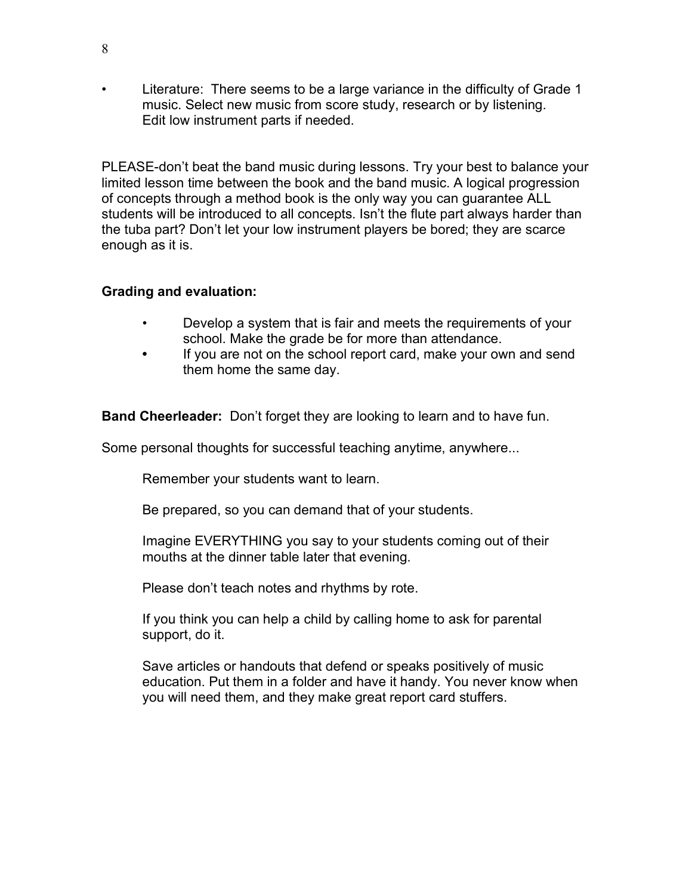- Literature: There seems to be a large variance in the difficulty of Grade 1 music. Select new music from score study, research or by listening. Edit low instrument parts if needed.

PLEASE-don't beat the band music during lessons. Try your best to balance your limited lesson time between the book and the band music. A logical progression of concepts through a method book is the only way you can guarantee ALL students will be introduced to all concepts. Isn't the flute part always harder than the tuba part? Don't let your low instrument players be bored; they are scarce enough as it is.

**Grading and evaluation:**

- Develop a system that is fair and meets the requirements of your school. Make the grade be for more than attendance.
- If you are not on the school report card, make your own and send them home the same day.

**Band Cheerleader:** Don't forget they are looking to learn and to have fun.

Some personal thoughts for successful teaching anytime, anywhere...

Remember your students want to learn.

Be prepared, so you can demand that of your students.

Imagine EVERYTHING you say to your students coming out of their mouths at the dinner table later that evening.

Please don't teach notes and rhythms by rote.

If you think you can help a child by calling home to ask for parental support, do it.

Save articles or handouts that defend or speaks positively of music education. Put them in a folder and have it handy. You never know when you will need them, and they make great report card stuffers.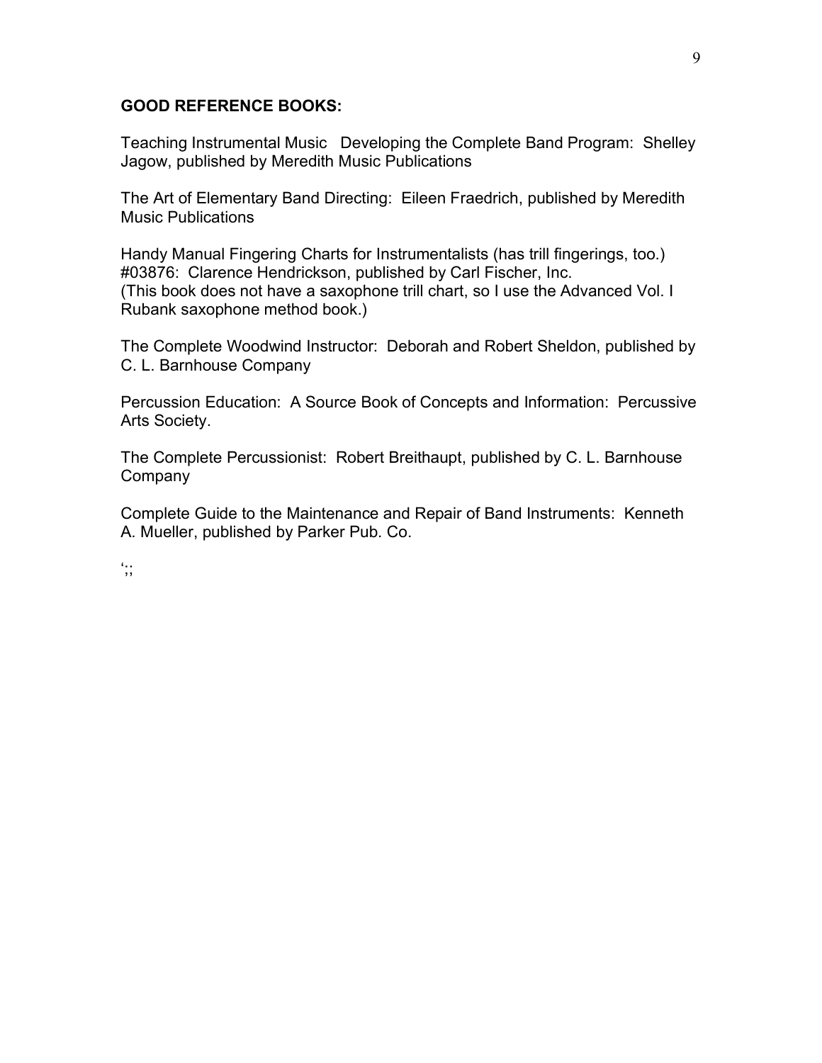**GOOD REFERENCE BOOKS:**

Teaching Instrumental Music   Developing the Complete Band Program:  Shelley Jagow, published by Meredith Music Publications

The Art of Elementary Band Directing:  Eileen Fraedrich, published by Meredith Music Publications

Handy Manual Fingering Charts for Instrumentalists (has trill fingerings, too.) #03876:  Clarence Hendrickson, published by Carl Fischer, Inc.
(This book does not have a saxophone trill chart, so I use the Advanced Vol. I Rubank saxophone method book.)

The Complete Woodwind Instructor:  Deborah and Robert Sheldon, published by C. L. Barnhouse Company

Percussion Education:  A Source Book of Concepts and Information:  Percussive Arts Society.

The Complete Percussionist:  Robert Breithaupt, published by C. L. Barnhouse Company

Complete Guide to the Maintenance and Repair of Band Instruments:  Kenneth A. Mueller, published by Parker Pub. Co.

';;